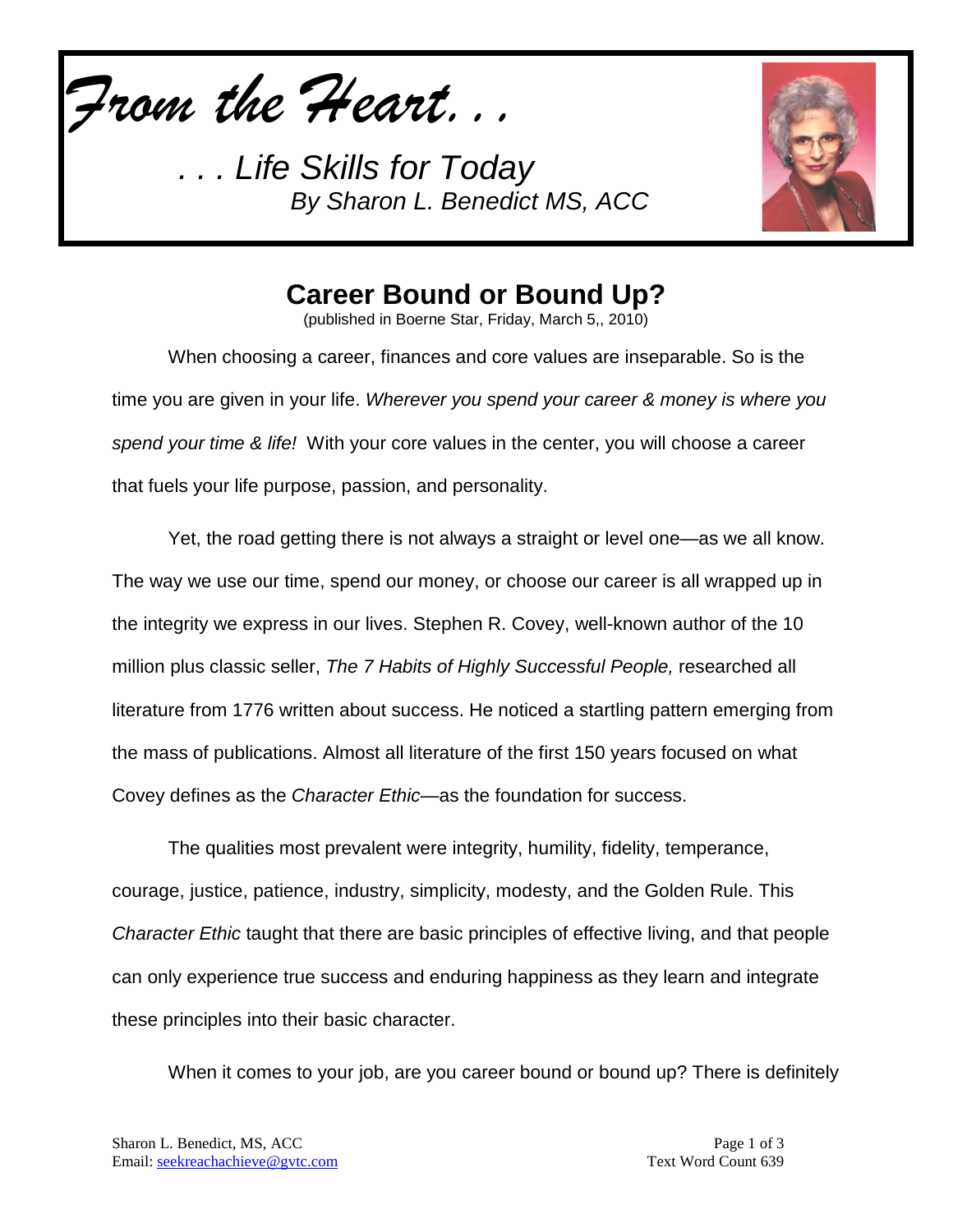*From the Heart. . .*

*. . . Life Skills for Today*
*By Sharon L. Benedict MS, ACC*

# Career Bound or Bound Up?

(published in Boerne Star, Friday, March 5,, 2010)

When choosing a career, finances and core values are inseparable. So is the time you are given in your life. *Wherever you spend your career & money is where you spend your time & life!* With your core values in the center, you will choose a career that fuels your life purpose, passion, and personality.

Yet, the road getting there is not always a straight or level one—as we all know. The way we use our time, spend our money, or choose our career is all wrapped up in the integrity we express in our lives. Stephen R. Covey, well-known author of the 10 million plus classic seller, *The 7 Habits of Highly Successful People,* researched all literature from 1776 written about success. He noticed a startling pattern emerging from the mass of publications. Almost all literature of the first 150 years focused on what Covey defines as the *Character Ethic*—as the foundation for success.

The qualities most prevalent were integrity, humility, fidelity, temperance, courage, justice, patience, industry, simplicity, modesty, and the Golden Rule. This *Character Ethic* taught that there are basic principles of effective living, and that people can only experience true success and enduring happiness as they learn and integrate these principles into their basic character.

When it comes to your job, are you career bound or bound up? There is definitely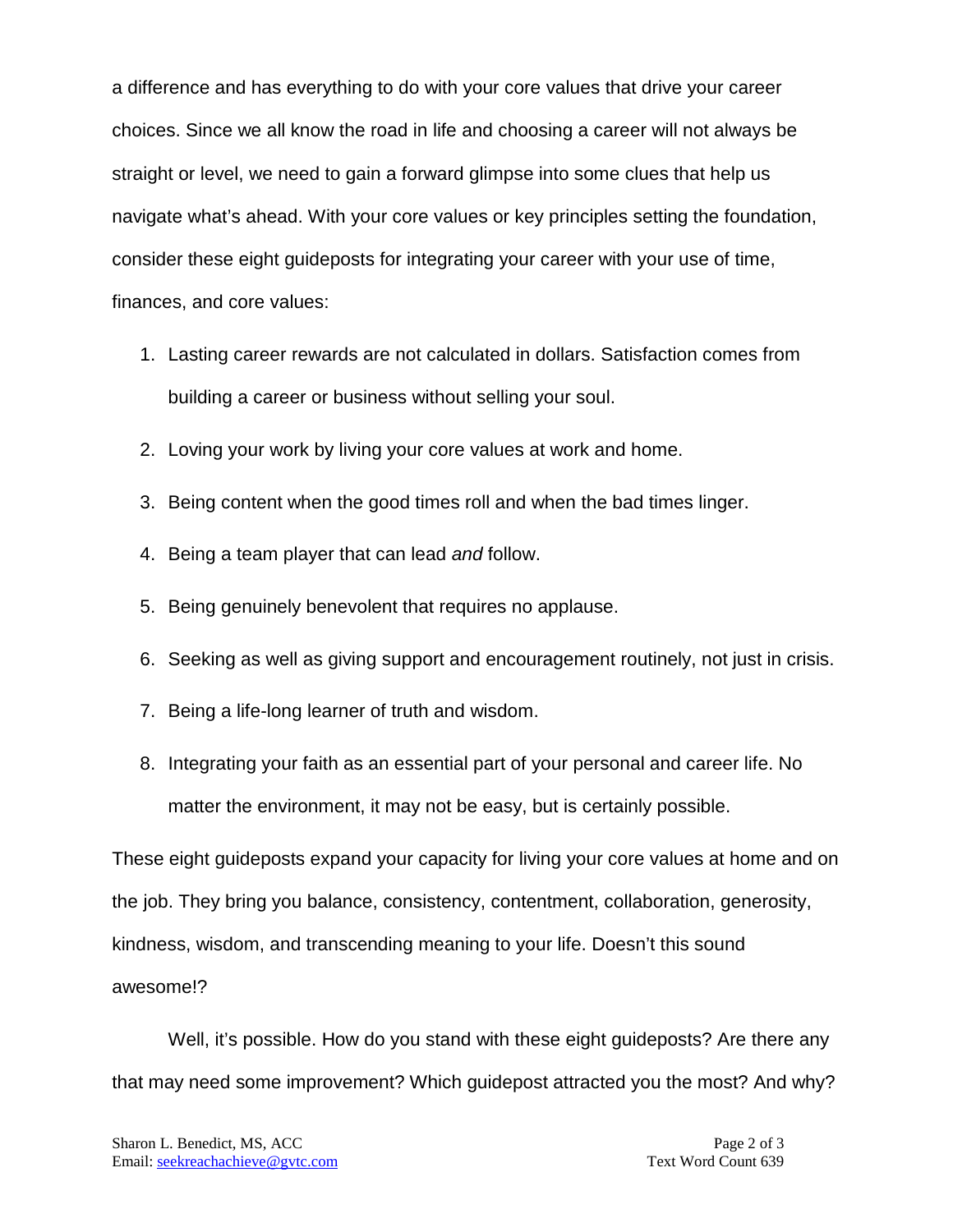a difference and has everything to do with your core values that drive your career choices. Since we all know the road in life and choosing a career will not always be straight or level, we need to gain a forward glimpse into some clues that help us navigate what's ahead. With your core values or key principles setting the foundation, consider these eight guideposts for integrating your career with your use of time, finances, and core values:

1. Lasting career rewards are not calculated in dollars. Satisfaction comes from building a career or business without selling your soul.
2. Loving your work by living your core values at work and home.
3. Being content when the good times roll and when the bad times linger.
4. Being a team player that can lead *and* follow.
5. Being genuinely benevolent that requires no applause.
6. Seeking as well as giving support and encouragement routinely, not just in crisis.
7. Being a life-long learner of truth and wisdom.
8. Integrating your faith as an essential part of your personal and career life. No matter the environment, it may not be easy, but is certainly possible.

These eight guideposts expand your capacity for living your core values at home and on the job. They bring you balance, consistency, contentment, collaboration, generosity, kindness, wisdom, and transcending meaning to your life. Doesn't this sound awesome!?

Well, it's possible. How do you stand with these eight guideposts? Are there any that may need some improvement? Which guidepost attracted you the most? And why?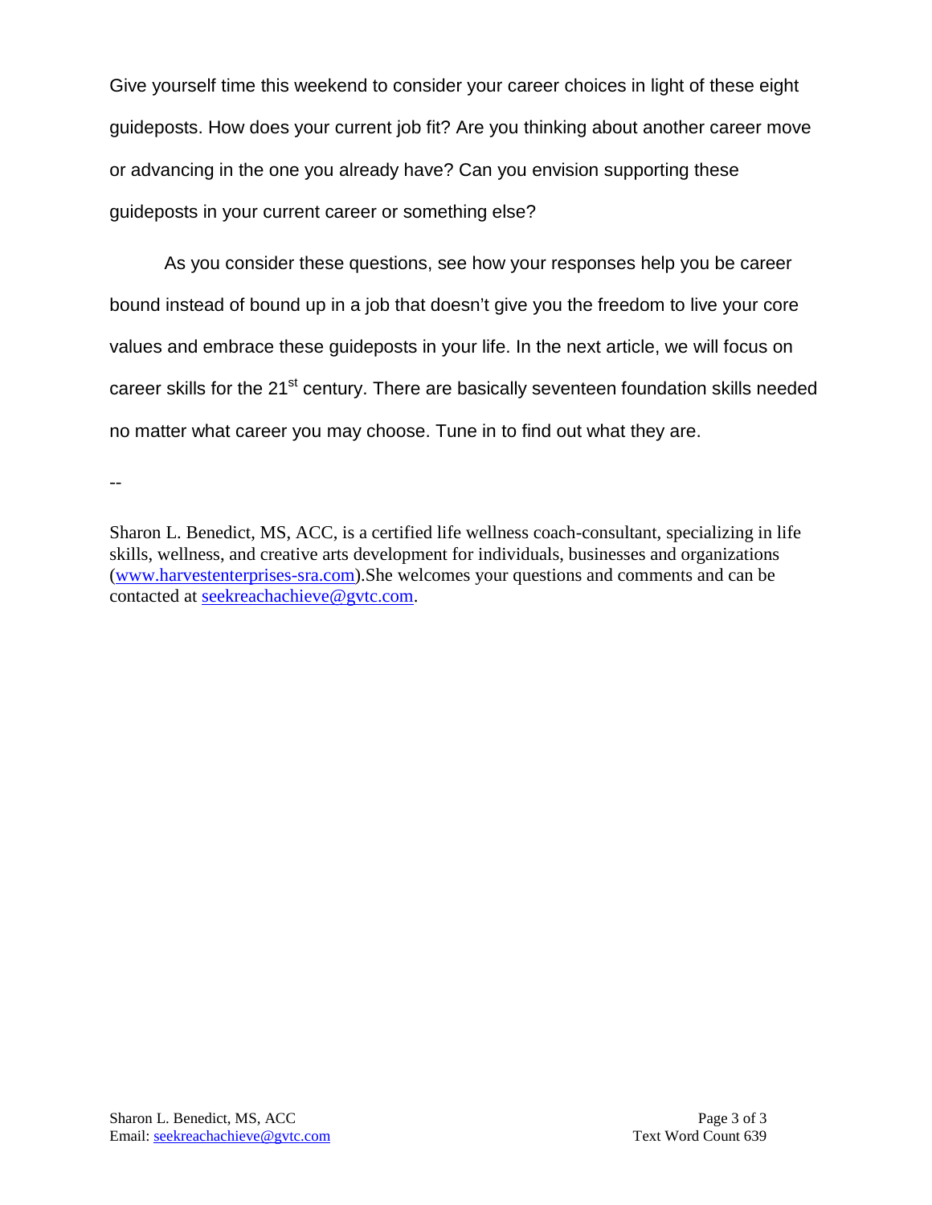Give yourself time this weekend to consider your career choices in light of these eight guideposts. How does your current job fit? Are you thinking about another career move or advancing in the one you already have? Can you envision supporting these guideposts in your current career or something else?

As you consider these questions, see how your responses help you be career bound instead of bound up in a job that doesn't give you the freedom to live your core values and embrace these guideposts in your life. In the next article, we will focus on career skills for the 21st century. There are basically seventeen foundation skills needed no matter what career you may choose. Tune in to find out what they are.

--

Sharon L. Benedict, MS, ACC, is a certified life wellness coach-consultant, specializing in life skills, wellness, and creative arts development for individuals, businesses and organizations (www.harvestenterprises-sra.com).She welcomes your questions and comments and can be contacted at seekreachachieve@gvtc.com.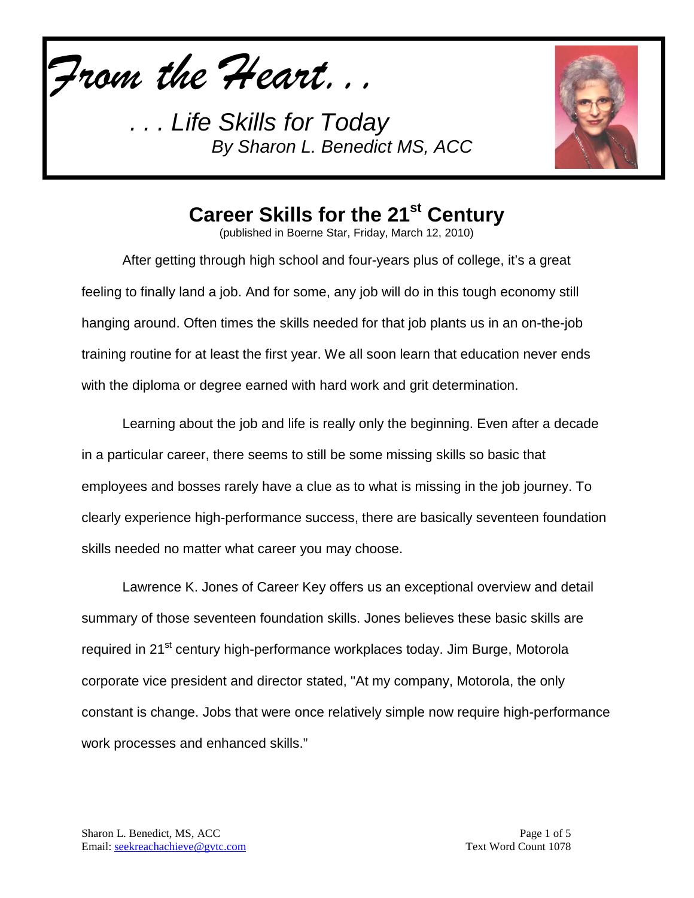*From the Heart. . .*

*. . . Life Skills for Today*
*By Sharon L. Benedict MS, ACC*

# Career Skills for the 21st Century

(published in Boerne Star, Friday, March 12, 2010)

After getting through high school and four-years plus of college, it's a great feeling to finally land a job. And for some, any job will do in this tough economy still hanging around. Often times the skills needed for that job plants us in an on-the-job training routine for at least the first year. We all soon learn that education never ends with the diploma or degree earned with hard work and grit determination.

Learning about the job and life is really only the beginning. Even after a decade in a particular career, there seems to still be some missing skills so basic that employees and bosses rarely have a clue as to what is missing in the job journey. To clearly experience high-performance success, there are basically seventeen foundation skills needed no matter what career you may choose.

Lawrence K. Jones of Career Key offers us an exceptional overview and detail summary of those seventeen foundation skills. Jones believes these basic skills are required in 21st century high-performance workplaces today. Jim Burge, Motorola corporate vice president and director stated, "At my company, Motorola, the only constant is change. Jobs that were once relatively simple now require high-performance work processes and enhanced skills."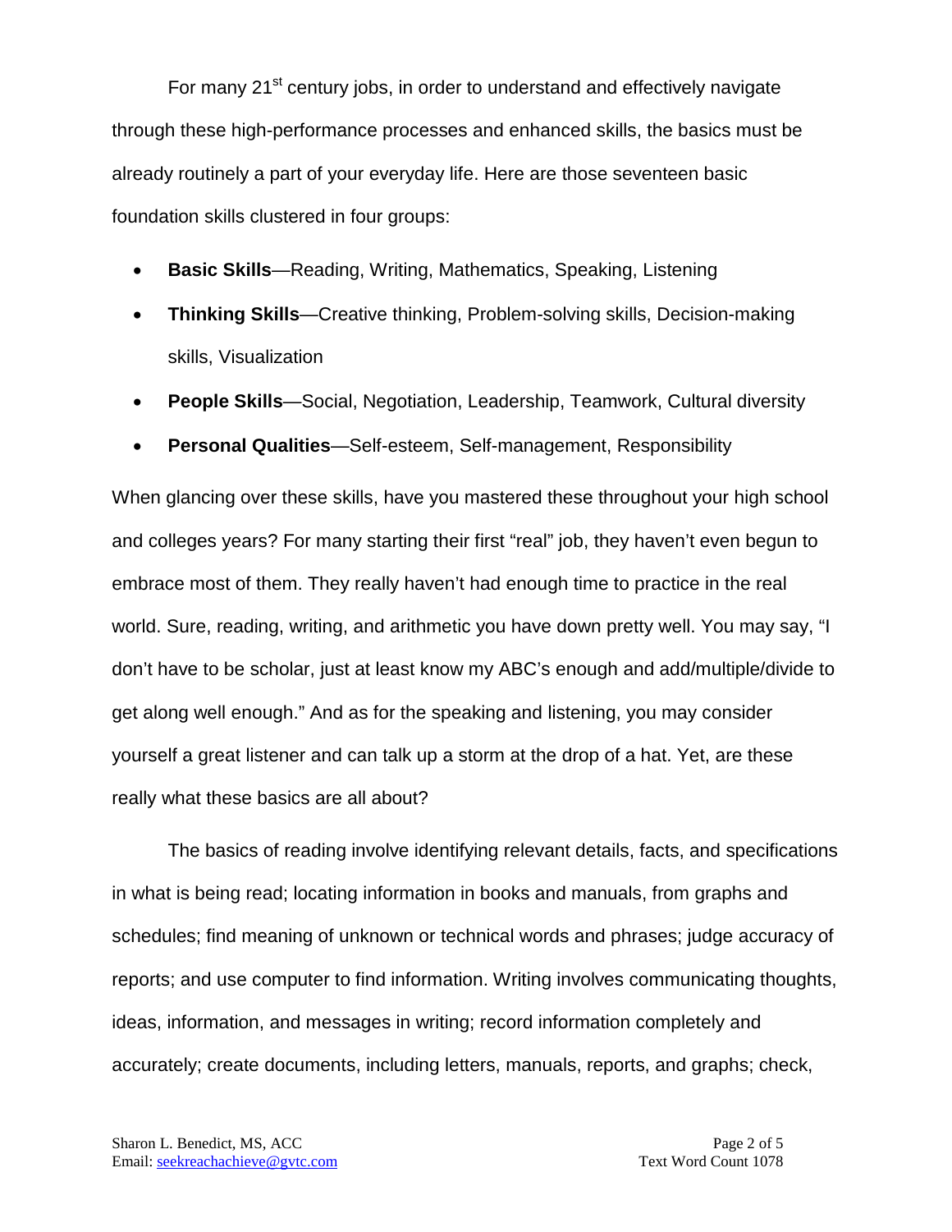For many 21st century jobs, in order to understand and effectively navigate through these high-performance processes and enhanced skills, the basics must be already routinely a part of your everyday life. Here are those seventeen basic foundation skills clustered in four groups:

- **Basic Skills**—Reading, Writing, Mathematics, Speaking, Listening
- **Thinking Skills**—Creative thinking, Problem-solving skills, Decision-making skills, Visualization
- **People Skills**—Social, Negotiation, Leadership, Teamwork, Cultural diversity
- **Personal Qualities**—Self-esteem, Self-management, Responsibility

When glancing over these skills, have you mastered these throughout your high school and colleges years? For many starting their first "real" job, they haven't even begun to embrace most of them. They really haven't had enough time to practice in the real world. Sure, reading, writing, and arithmetic you have down pretty well. You may say, "I don't have to be scholar, just at least know my ABC's enough and add/multiple/divide to get along well enough." And as for the speaking and listening, you may consider yourself a great listener and can talk up a storm at the drop of a hat. Yet, are these really what these basics are all about?

The basics of reading involve identifying relevant details, facts, and specifications in what is being read; locating information in books and manuals, from graphs and schedules; find meaning of unknown or technical words and phrases; judge accuracy of reports; and use computer to find information. Writing involves communicating thoughts, ideas, information, and messages in writing; record information completely and accurately; create documents, including letters, manuals, reports, and graphs; check,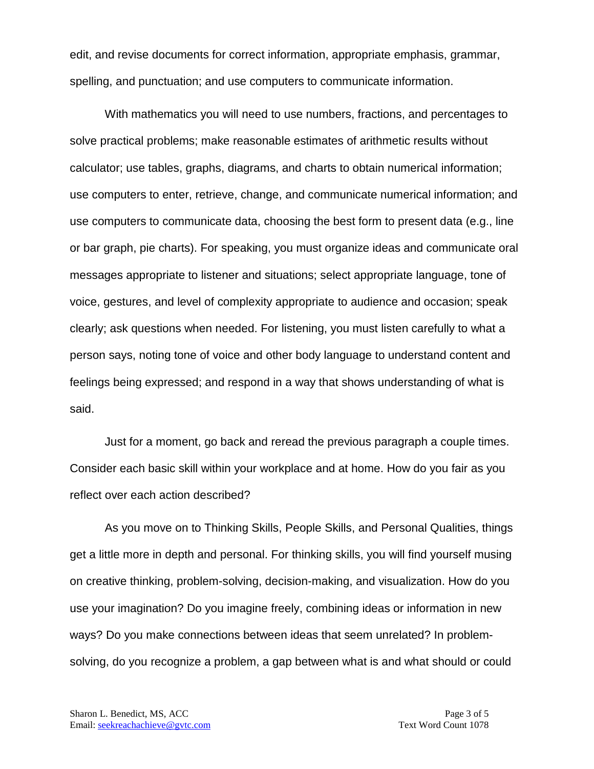edit, and revise documents for correct information, appropriate emphasis, grammar, spelling, and punctuation; and use computers to communicate information.

With mathematics you will need to use numbers, fractions, and percentages to solve practical problems; make reasonable estimates of arithmetic results without calculator; use tables, graphs, diagrams, and charts to obtain numerical information; use computers to enter, retrieve, change, and communicate numerical information; and use computers to communicate data, choosing the best form to present data (e.g., line or bar graph, pie charts). For speaking, you must organize ideas and communicate oral messages appropriate to listener and situations; select appropriate language, tone of voice, gestures, and level of complexity appropriate to audience and occasion; speak clearly; ask questions when needed. For listening, you must listen carefully to what a person says, noting tone of voice and other body language to understand content and feelings being expressed; and respond in a way that shows understanding of what is said.

Just for a moment, go back and reread the previous paragraph a couple times. Consider each basic skill within your workplace and at home. How do you fair as you reflect over each action described?

As you move on to Thinking Skills, People Skills, and Personal Qualities, things get a little more in depth and personal. For thinking skills, you will find yourself musing on creative thinking, problem-solving, decision-making, and visualization. How do you use your imagination? Do you imagine freely, combining ideas or information in new ways? Do you make connections between ideas that seem unrelated? In problem-solving, do you recognize a problem, a gap between what is and what should or could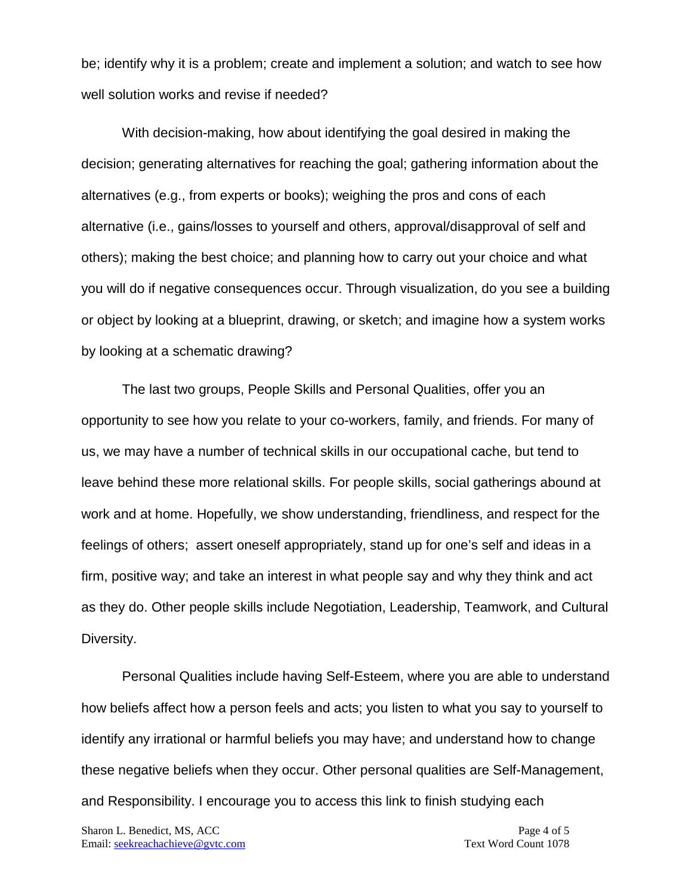be; identify why it is a problem; create and implement a solution; and watch to see how well solution works and revise if needed?

With decision-making, how about identifying the goal desired in making the decision; generating alternatives for reaching the goal; gathering information about the alternatives (e.g., from experts or books); weighing the pros and cons of each alternative (i.e., gains/losses to yourself and others, approval/disapproval of self and others); making the best choice; and planning how to carry out your choice and what you will do if negative consequences occur. Through visualization, do you see a building or object by looking at a blueprint, drawing, or sketch; and imagine how a system works by looking at a schematic drawing?

The last two groups, People Skills and Personal Qualities, offer you an opportunity to see how you relate to your co-workers, family, and friends. For many of us, we may have a number of technical skills in our occupational cache, but tend to leave behind these more relational skills. For people skills, social gatherings abound at work and at home. Hopefully, we show understanding, friendliness, and respect for the feelings of others; assert oneself appropriately, stand up for one's self and ideas in a firm, positive way; and take an interest in what people say and why they think and act as they do. Other people skills include Negotiation, Leadership, Teamwork, and Cultural Diversity.

Personal Qualities include having Self-Esteem, where you are able to understand how beliefs affect how a person feels and acts; you listen to what you say to yourself to identify any irrational or harmful beliefs you may have; and understand how to change these negative beliefs when they occur. Other personal qualities are Self-Management, and Responsibility. I encourage you to access this link to finish studying each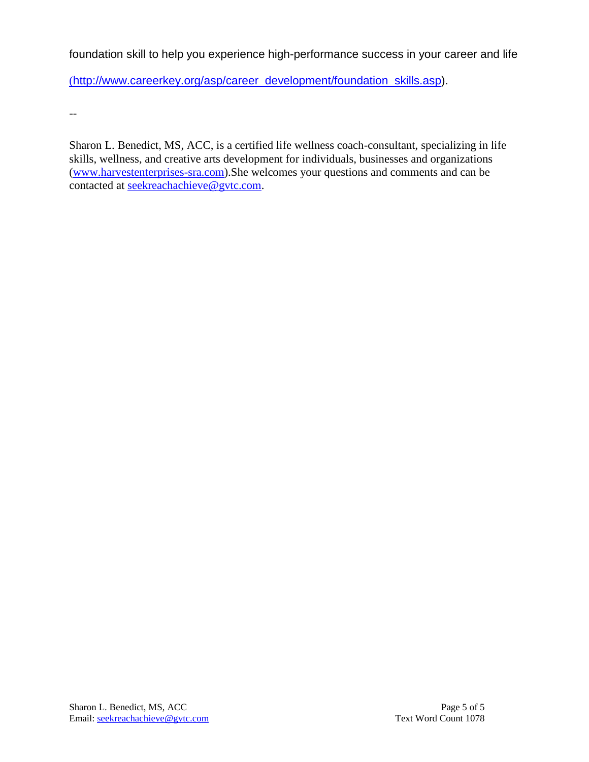foundation skill to help you experience high-performance success in your career and life

(http://www.careerkey.org/asp/career_development/foundation_skills.asp).

--

Sharon L. Benedict, MS, ACC, is a certified life wellness coach-consultant, specializing in life skills, wellness, and creative arts development for individuals, businesses and organizations (www.harvestenterprises-sra.com).She welcomes your questions and comments and can be contacted at seekreachachieve@gvtc.com.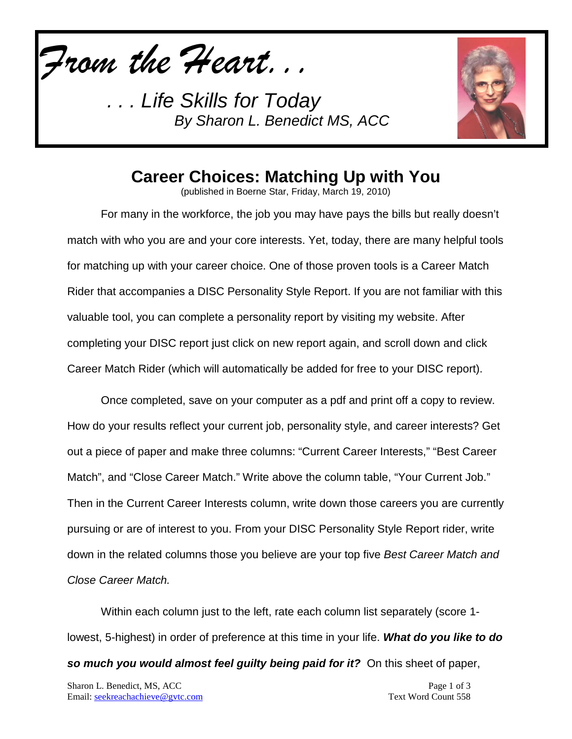*From the Heart. . .*

*. . . Life Skills for Today*
*By Sharon L. Benedict MS, ACC*

# Career Choices: Matching Up with You

(published in Boerne Star, Friday, March 19, 2010)

For many in the workforce, the job you may have pays the bills but really doesn't match with who you are and your core interests. Yet, today, there are many helpful tools for matching up with your career choice. One of those proven tools is a Career Match Rider that accompanies a DISC Personality Style Report. If you are not familiar with this valuable tool, you can complete a personality report by visiting my website. After completing your DISC report just click on new report again, and scroll down and click Career Match Rider (which will automatically be added for free to your DISC report).

Once completed, save on your computer as a pdf and print off a copy to review. How do your results reflect your current job, personality style, and career interests? Get out a piece of paper and make three columns: "Current Career Interests," "Best Career Match", and "Close Career Match." Write above the column table, "Your Current Job." Then in the Current Career Interests column, write down those careers you are currently pursuing or are of interest to you. From your DISC Personality Style Report rider, write down in the related columns those you believe are your top five *Best Career Match and Close Career Match.*

Within each column just to the left, rate each column list separately (score 1-lowest, 5-highest) in order of preference at this time in your life. ***What do you like to do so much you would almost feel guilty being paid for it?*** On this sheet of paper,

Sharon L. Benedict, MS, ACC
Email: seekreachachieve@gvtc.com

Text Word Count 558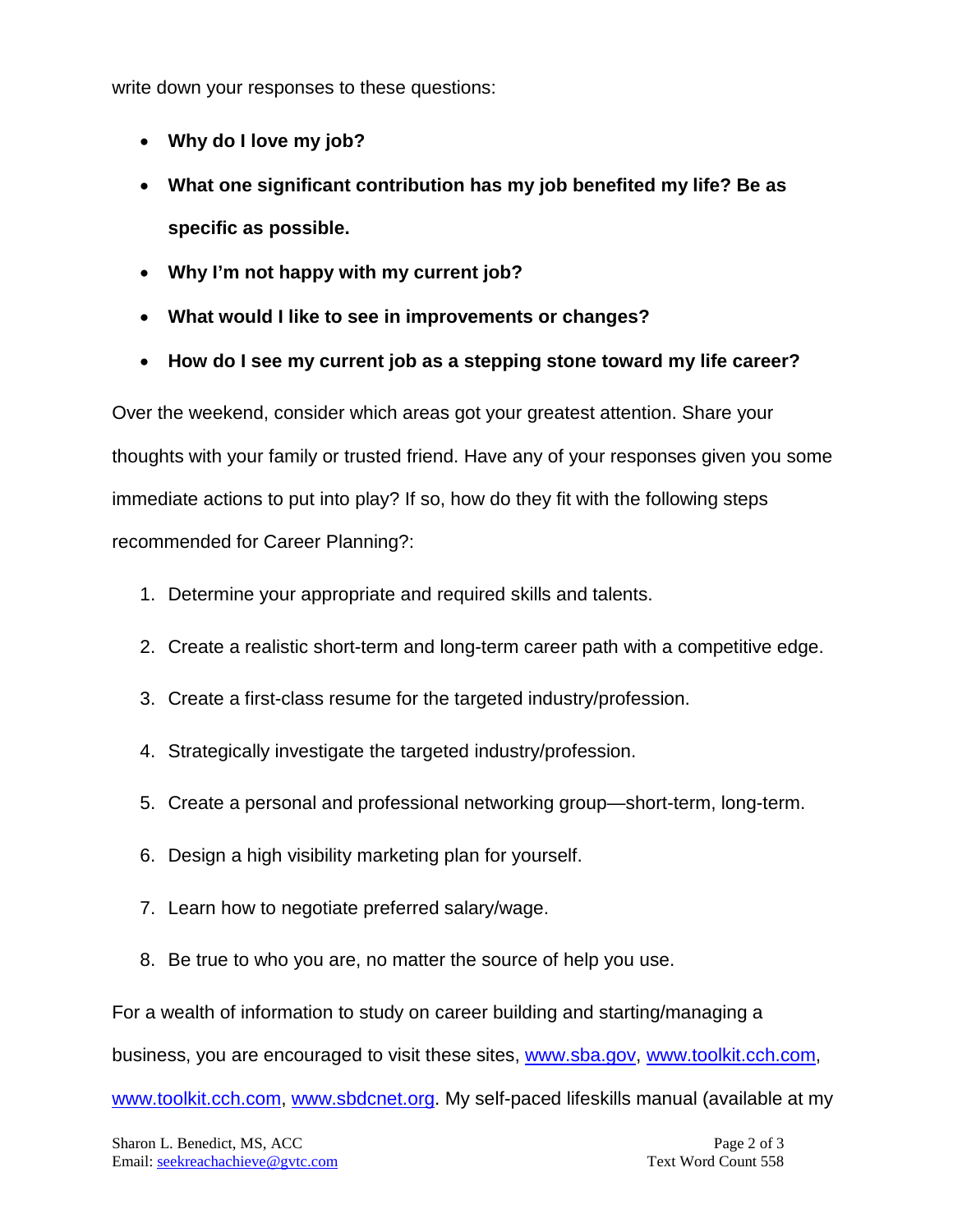write down your responses to these questions:

- **Why do I love my job?**
- **What one significant contribution has my job benefited my life? Be as specific as possible.**
- **Why I'm not happy with my current job?**
- **What would I like to see in improvements or changes?**
- **How do I see my current job as a stepping stone toward my life career?**

Over the weekend, consider which areas got your greatest attention. Share your thoughts with your family or trusted friend. Have any of your responses given you some immediate actions to put into play? If so, how do they fit with the following steps recommended for Career Planning?:

1. Determine your appropriate and required skills and talents.
2. Create a realistic short-term and long-term career path with a competitive edge.
3. Create a first-class resume for the targeted industry/profession.
4. Strategically investigate the targeted industry/profession.
5. Create a personal and professional networking group—short-term, long-term.
6. Design a high visibility marketing plan for yourself.
7. Learn how to negotiate preferred salary/wage.
8. Be true to who you are, no matter the source of help you use.

For a wealth of information to study on career building and starting/managing a business, you are encouraged to visit these sites, [www.sba.gov](http://www.sba.gov), [www.toolkit.cch.com](http://www.toolkit.cch.com), [www.toolkit.cch.com](http://www.toolkit.cch.com), [www.sbdcnet.org](http://www.sbdcnet.org). My self-paced lifeskills manual (available at my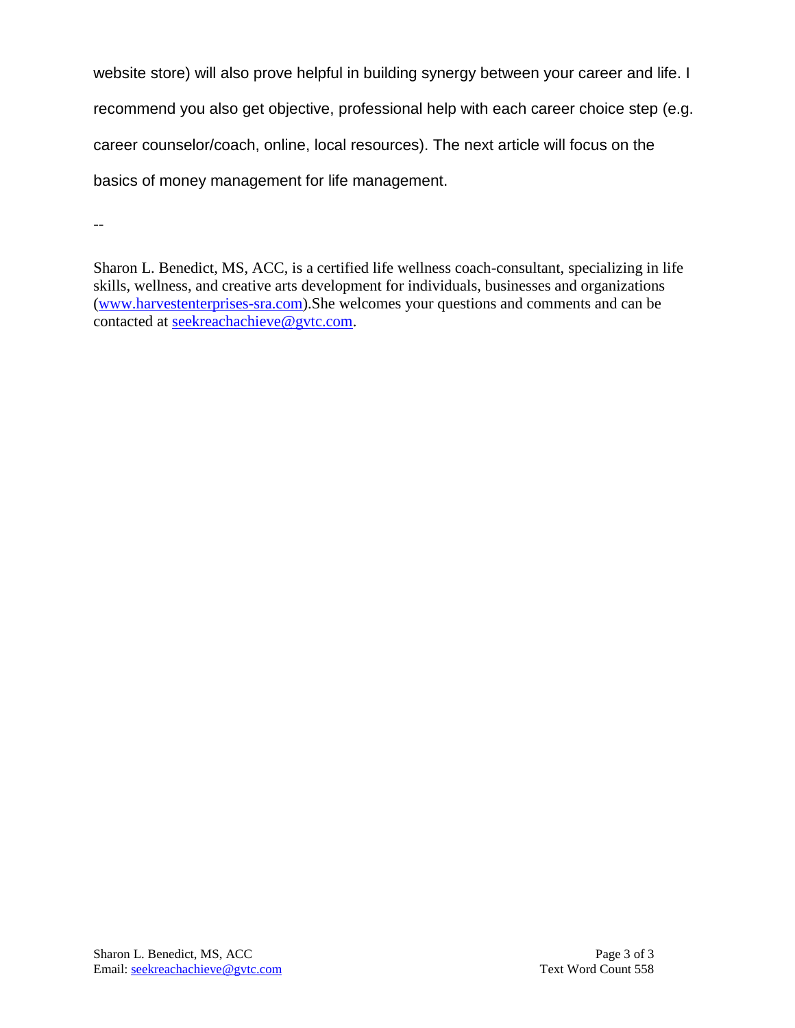website store) will also prove helpful in building synergy between your career and life. I recommend you also get objective, professional help with each career choice step (e.g. career counselor/coach, online, local resources). The next article will focus on the basics of money management for life management.

--

Sharon L. Benedict, MS, ACC, is a certified life wellness coach-consultant, specializing in life skills, wellness, and creative arts development for individuals, businesses and organizations (www.harvestenterprises-sra.com).She welcomes your questions and comments and can be contacted at seekreachachieve@gvtc.com.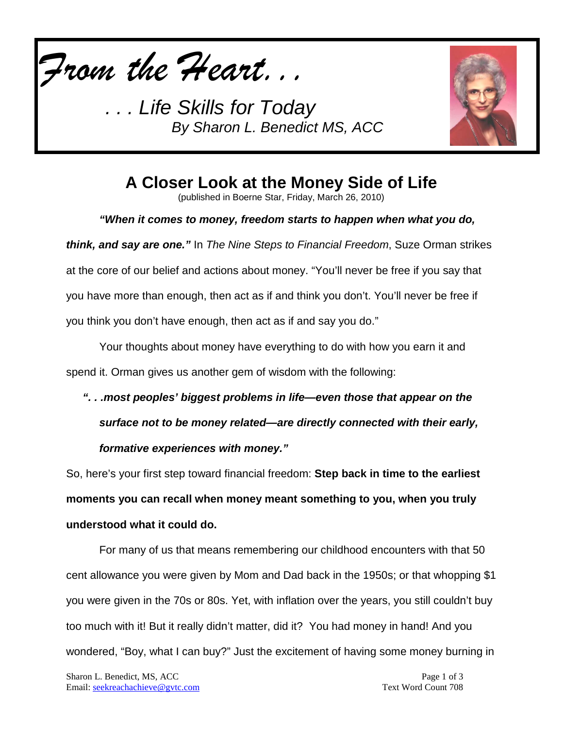*From the Heart. . .*

*. . . Life Skills for Today*
*By Sharon L. Benedict MS, ACC*

# A Closer Look at the Money Side of Life

(published in Boerne Star, Friday, March 26, 2010)

***"When it comes to money, freedom starts to happen when what you do, think, and say are one."*** In *The Nine Steps to Financial Freedom*, Suze Orman strikes at the core of our belief and actions about money. "You'll never be free if you say that you have more than enough, then act as if and think you don't. You'll never be free if you think you don't have enough, then act as if and say you do."

Your thoughts about money have everything to do with how you earn it and spend it. Orman gives us another gem of wisdom with the following:

> ***". . .most peoples' biggest problems in life—even those that appear on the surface not to be money related—are directly connected with their early, formative experiences with money."***

So, here's your first step toward financial freedom: **Step back in time to the earliest moments you can recall when money meant something to you, when you truly understood what it could do.**

For many of us that means remembering our childhood encounters with that 50 cent allowance you were given by Mom and Dad back in the 1950s; or that whopping $1 you were given in the 70s or 80s. Yet, with inflation over the years, you still couldn't buy too much with it! But it really didn't matter, did it? You had money in hand! And you wondered, "Boy, what I can buy?" Just the excitement of having some money burning in

Sharon L. Benedict, MS, ACC
Email: seekreachachieve@gvtc.com

Text Word Count 708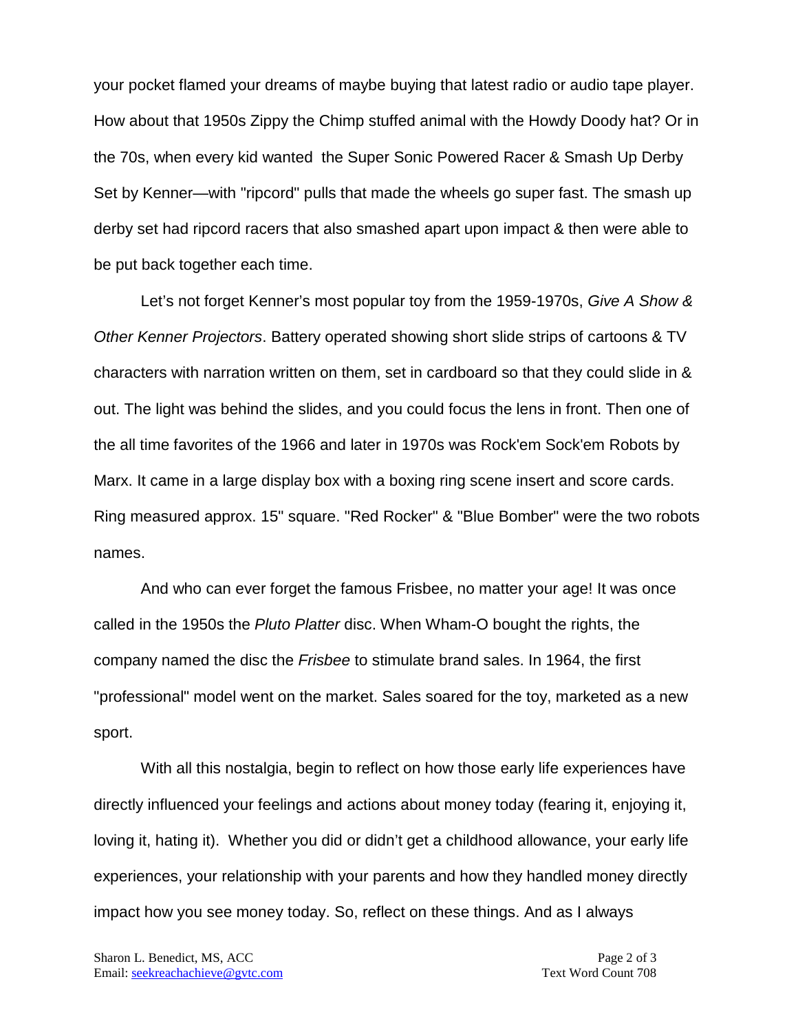your pocket flamed your dreams of maybe buying that latest radio or audio tape player. How about that 1950s Zippy the Chimp stuffed animal with the Howdy Doody hat? Or in the 70s, when every kid wanted the Super Sonic Powered Racer & Smash Up Derby Set by Kenner—with "ripcord" pulls that made the wheels go super fast. The smash up derby set had ripcord racers that also smashed apart upon impact & then were able to be put back together each time.

Let's not forget Kenner's most popular toy from the 1959-1970s, *Give A Show & Other Kenner Projectors*. Battery operated showing short slide strips of cartoons & TV characters with narration written on them, set in cardboard so that they could slide in & out. The light was behind the slides, and you could focus the lens in front. Then one of the all time favorites of the 1966 and later in 1970s was Rock'em Sock'em Robots by Marx. It came in a large display box with a boxing ring scene insert and score cards. Ring measured approx. 15" square. "Red Rocker" & "Blue Bomber" were the two robots names.

And who can ever forget the famous Frisbee, no matter your age! It was once called in the 1950s the *Pluto Platter* disc. When Wham-O bought the rights, the company named the disc the *Frisbee* to stimulate brand sales. In 1964, the first "professional" model went on the market. Sales soared for the toy, marketed as a new sport.

With all this nostalgia, begin to reflect on how those early life experiences have directly influenced your feelings and actions about money today (fearing it, enjoying it, loving it, hating it). Whether you did or didn't get a childhood allowance, your early life experiences, your relationship with your parents and how they handled money directly impact how you see money today. So, reflect on these things. And as I always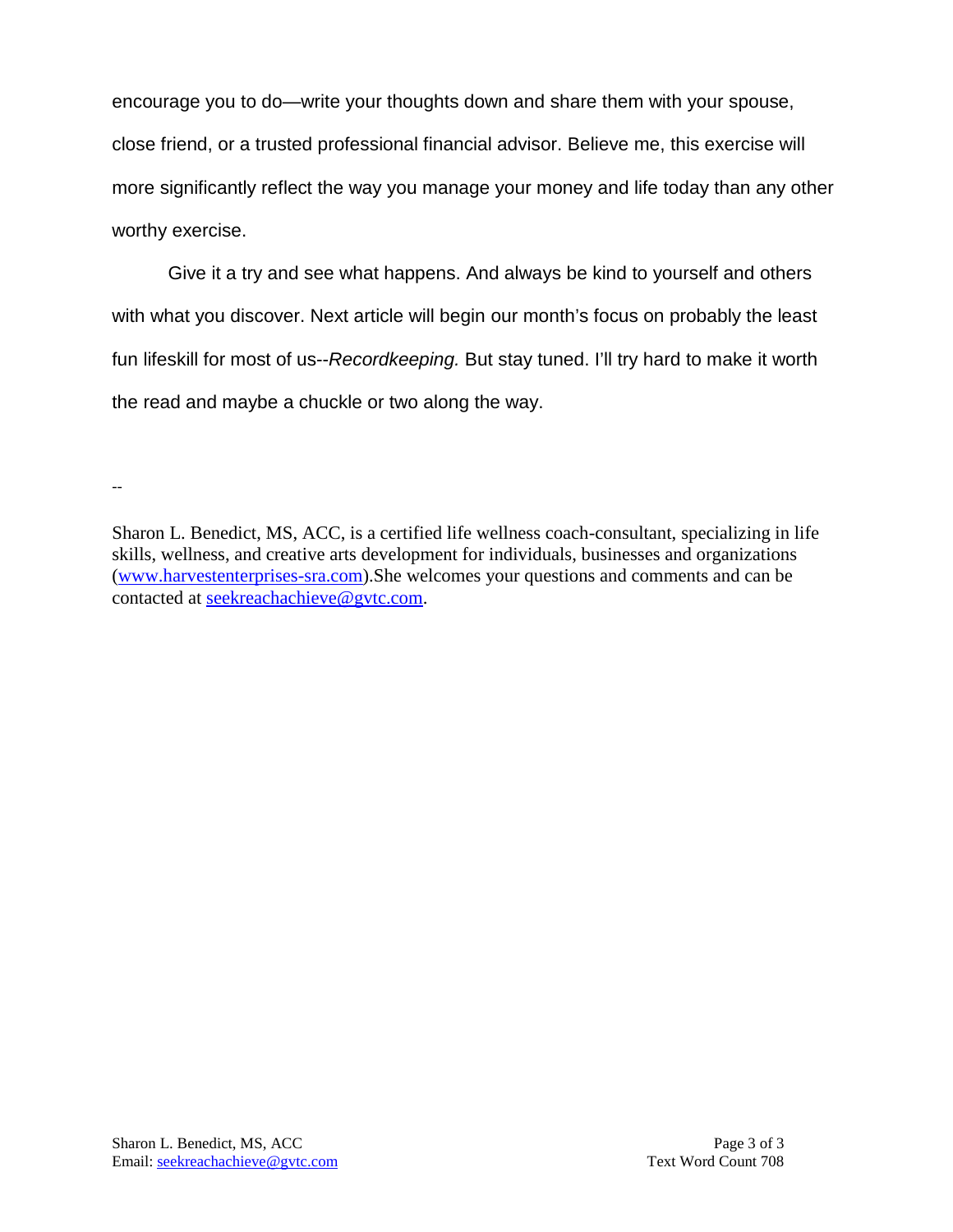encourage you to do—write your thoughts down and share them with your spouse, close friend, or a trusted professional financial advisor. Believe me, this exercise will more significantly reflect the way you manage your money and life today than any other worthy exercise.

Give it a try and see what happens. And always be kind to yourself and others with what you discover. Next article will begin our month's focus on probably the least fun lifeskill for most of us--*Recordkeeping.* But stay tuned. I'll try hard to make it worth the read and maybe a chuckle or two along the way.

--

Sharon L. Benedict, MS, ACC, is a certified life wellness coach-consultant, specializing in life skills, wellness, and creative arts development for individuals, businesses and organizations (www.harvestenterprises-sra.com).She welcomes your questions and comments and can be contacted at seekreachachieve@gvtc.com.

Text Word Count 708